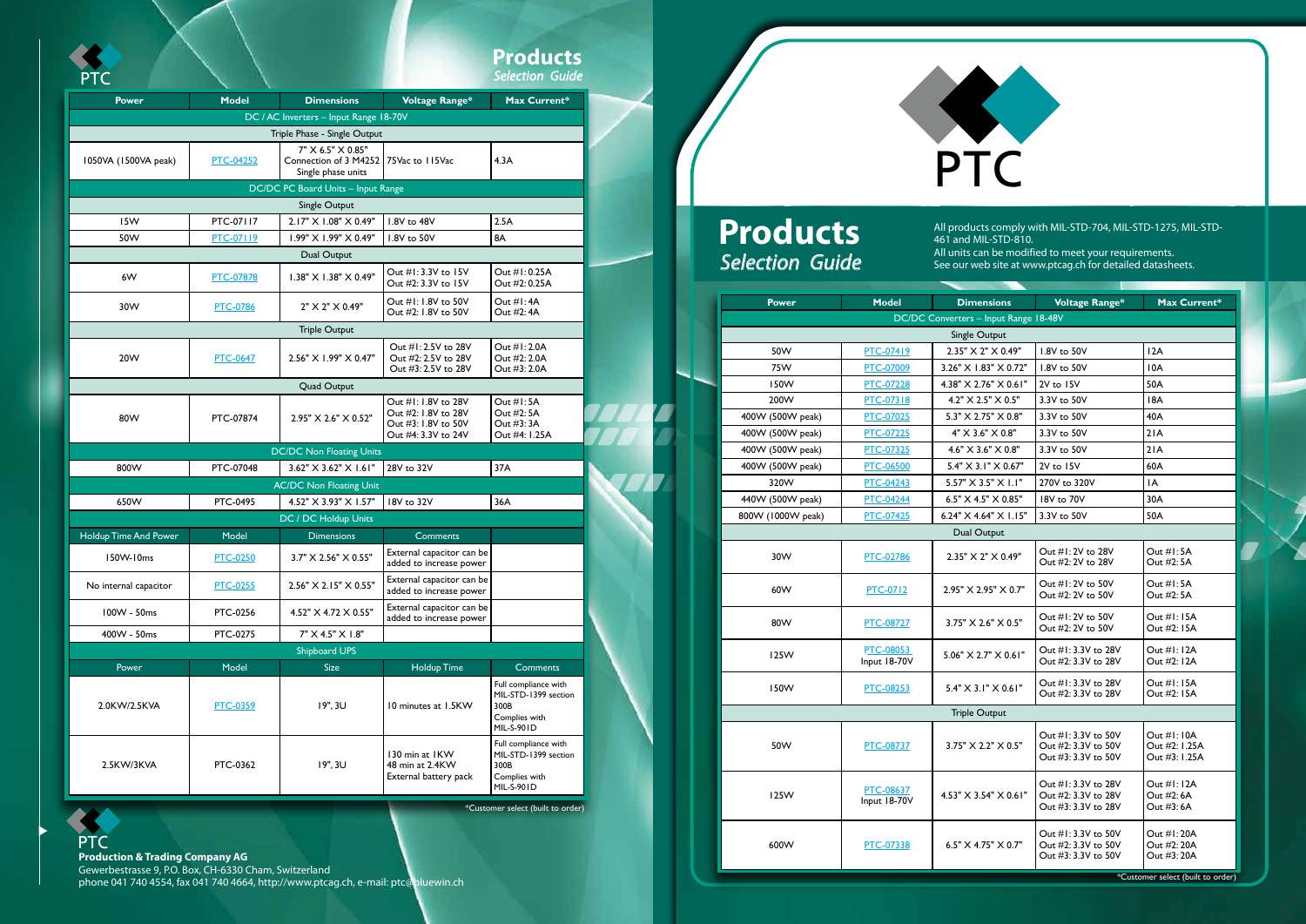# PTC

## Products
*Selection Guide*

All products comply with MIL-STD-704, MIL-STD-1275, MIL-STD-461 and MIL-STD-810.
All units can be modified to meet your requirements.
See our web site at www.ptcag.ch for detailed datasheets.

| Power | Model | Dimensions | Voltage Range* | Max Current* |
|---|---|---|---|---|
| **DC/DC Converters – Input Range 18-48V** | | | | |
| **Single Output** | | | | |
| 50W | PTC-07419 | 2.35" X 2" X 0.49" | 1.8V to 50V | 12A |
| 75W | PTC-07009 | 3.26" X 1.83" X 0.72" | 1.8V to 50V | 10A |
| 150W | PTC-07228 | 4.38" X 2.76" X 0.61" | 2V to 15V | 50A |
| 200W | PTC-07318 | 4.2" X 2.5" X 0.5" | 3.3V to 50V | 18A |
| 400W (500W peak) | PTC-07025 | 5.3" X 2.75" X 0.8" | 3.3V to 50V | 40A |
| 400W (500W peak) | PTC-07225 | 4" X 3.6" X 0.8" | 3.3V to 50V | 21A |
| 400W (500W peak) | PTC-07325 | 4.6" X 3.6" X 0.8" | 3.3V to 50V | 21A |
| 400W (500W peak) | PTC-06500 | 5.4" X 3.1" X 0.67" | 2V to 15V | 60A |
| 320W | PTC-04243 | 5.57" X 3.5" X 1.1" | 270V to 320V | 1A |
| 440W (500W peak) | PTC-04244 | 6.5" X 4.5" X 0.85" | 18V to 70V | 30A |
| 800W (1000W peak) | PTC-07425 | 6.24" X 4.64" X 1.15" | 3.3V to 50V | 50A |
| **Dual Output** | | | | |
| 30W | PTC-02786 | 2.35" X 2" X 0.49" | Out #1: 2V to 28V<br>Out #2: 2V to 28V | Out #1: 5A<br>Out #2: 5A |
| 60W | PTC-0712 | 2.95" X 2.95" X 0.7" | Out #1: 2V to 50V<br>Out #2: 2V to 50V | Out #1: 5A<br>Out #2: 5A |
| 80W | PTC-08727 | 3.75" X 2.6" X 0.5" | Out #1: 2V to 50V<br>Out #2: 2V to 50V | Out #1: 15A<br>Out #2: 15A |
| 125W | PTC-08053<br>Input 18-70V | 5.06" X 2.7" X 0.61" | Out #1: 3.3V to 28V<br>Out #2: 3.3V to 28V | Out #1: 12A<br>Out #2: 12A |
| 150W | PTC-08253 | 5.4" X 3.1" X 0.61" | Out #1: 3.3V to 28V<br>Out #2: 3.3V to 28V | Out #1: 15A<br>Out #2: 15A |
| **Triple Output** | | | | |
| 50W | PTC-08737 | 3.75" X 2.2" X 0.5" | Out #1: 3.3V to 50V<br>Out #2: 3.3V to 50V<br>Out #3: 3.3V to 50V | Out #1: 10A<br>Out #2: 1.25A<br>Out #3: 1.25A |
| 125W | PTC-08637<br>Input 18-70V | 4.53" X 3.54" X 0.61" | Out #1: 3.3V to 28V<br>Out #2: 3.3V to 28V<br>Out #3: 3.3V to 28V | Out #1: 12A<br>Out #2: 6A<br>Out #3: 6A |
| 600W | PTC-07338 | 6.5" X 4.75" X 0.7" | Out #1: 3.3V to 50V<br>Out #2: 3.3V to 50V<br>Out #3: 3.3V to 50V | Out #1: 20A<br>Out #2: 20A<br>Out #3: 20A |

*Customer select (built to order)

## Products
*Selection Guide*

| Power | Model | Dimensions | Voltage Range* | Max Current* |
|---|---|---|---|---|
| **DC / AC Inverters – Input Range 18-70V** | | | | |
| **Triple Phase - Single Output** | | | | |
| 1050VA (1500VA peak) | PTC-04252 | 7" X 6.5" X 0.85"<br>Connection of 3 M4252<br>Single phase units | 75Vac to 115Vac | 4.3A |
| **DC/DC PC Board Units – Input Range** | | | | |
| **Single Output** | | | | |
| 15W | PTC-07117 | 2.17" X 1.08" X 0.49" | 1.8V to 48V | 2.5A |
| 50W | PTC-07119 | 1.99" X 1.99" X 0.49" | 1.8V to 50V | 8A |
| **Dual Output** | | | | |
| 6W | PTC-07878 | 1.38" X 1.38" X 0.49" | Out #1: 3.3V to 15V<br>Out #2: 3.3V to 15V | Out #1: 0.25A<br>Out #2: 0.25A |
| 30W | PTC-0786 | 2" X 2" X 0.49" | Out #1: 1.8V to 50V<br>Out #2: 1.8V to 50V | Out #1: 4A<br>Out #2: 4A |
| **Triple Output** | | | | |
| 20W | PTC-0647 | 2.56" X 1.99" X 0.47" | Out #1: 2.5V to 28V<br>Out #2: 2.5V to 28V<br>Out #3: 2.5V to 28V | Out #1: 2.0A<br>Out #2: 2.0A<br>Out #3: 2.0A |
| **Quad Output** | | | | |
| 80W | PTC-07874 | 2.95" X 2.6" X 0.52" | Out #1: 1.8V to 28V<br>Out #2: 1.8V to 28V<br>Out #3: 1.8V to 50V<br>Out #4: 3.3V to 24V | Out #1: 5A<br>Out #2: 5A<br>Out #3: 3A<br>Out #4: 1.25A |
| **DC/DC Non Floating Units** | | | | |
| 800W | PTC-07048 | 3.62" X 3.62" X 1.61" | 28V to 32V | 37A |
| **AC/DC Non Floating Unit** | | | | |
| 650W | PTC-0495 | 4.52" X 3.93" X 1.57" | 18V to 32V | 36A |
| **DC / DC Holdup Units** | | | | |
| **Holdup Time And Power** | **Model** | **Dimensions** | **Comments** | |
| 150W-10ms | PTC-0250 | 3.7" X 2.56" X 0.55" | External capacitor can be added to increase power | |
| No internal capacitor | PTC-0255 | 2.56" X 2.15" X 0.55" | External capacitor can be added to increase power | |
| 100W - 50ms | PTC-0256 | 4.52" X 4.72 X 0.55" | External capacitor can be added to increase power | |
| 400W - 50ms | PTC-0275 | 7" X 4.5" X 1.8" | | |
| **Shipboard UPS** | | | | |
| **Power** | **Model** | **Size** | **Holdup Time** | **Comments** |
| 2.0KW/2.5KVA | PTC-0359 | 19", 3U | 10 minutes at 1.5KW | Full compliance with MIL-STD-1399 section 300B<br>Complies with MIL-S-901D |
| 2.5KW/3KVA | PTC-0362 | 19", 3U | 130 min at 1KW<br>48 min at 2.4KW<br>External battery pack | Full compliance with MIL-STD-1399 section 300B<br>Complies with MIL-S-901D |

*Customer select (built to order)

**PTC**
**Production & Trading Company AG**
Gewerbestrasse 9, P.O. Box, CH-6330 Cham, Switzerland
phone 041 740 4554, fax 041 740 4664, http://www.ptcag.ch, e-mail: ptc@bluewin.ch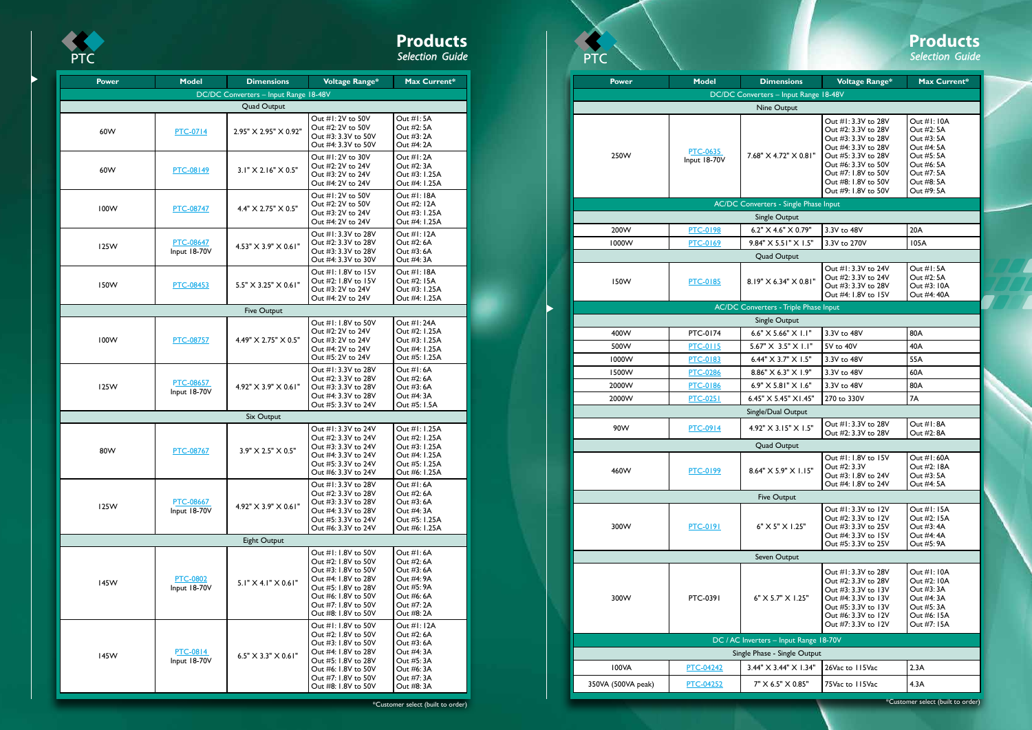# Products
*Selection Guide*

| Power | Model | Dimensions | Voltage Range* | Max Current* |
|---|---|---|---|---|
| DC/DC Converters – Input Range 18-48V | | | | |
| Quad Output | | | | |
| 60W | PTC-0714 | 2.95" X 2.95" X 0.92" | Out #1: 2V to 50V<br>Out #2: 2V to 50V<br>Out #3: 3.3V to 50V<br>Out #4: 3.3V to 50V | Out #1: 5A<br>Out #2: 5A<br>Out #3: 2A<br>Out #4: 2A |
| 60W | PTC-08149 | 3.1" X 2.16" X 0.5" | Out #1: 2V to 30V<br>Out #2: 2V to 24V<br>Out #3: 2V to 24V<br>Out #4: 2V to 24V | Out #1: 2A<br>Out #2: 3A<br>Out #3: 1.25A<br>Out #4: 1.25A |
| 100W | PTC-08747 | 4.4" X 2.75" X 0.5" | Out #1: 2V to 50V<br>Out #2: 2V to 50V<br>Out #3: 2V to 24V<br>Out #4: 2V to 24V | Out #1: 18A<br>Out #2: 12A<br>Out #3: 1.25A<br>Out #4: 1.25A |
| 125W | PTC-08647<br>Input 18-70V | 4.53" X 3.9" X 0.61" | Out #1: 3.3V to 28V<br>Out #2: 3.3V to 28V<br>Out #3: 3.3V to 28V<br>Out #4: 3.3V to 30V | Out #1: 12A<br>Out #2: 6A<br>Out #3: 6A<br>Out #4: 3A |
| 150W | PTC-08453 | 5.5" X 3.25" X 0.61" | Out #1: 1.8V to 15V<br>Out #2: 1.8V to 15V<br>Out #3: 2V to 24V<br>Out #4: 2V to 24V | Out #1: 18A<br>Out #2: 15A<br>Out #3: 1.25A<br>Out #4: 1.25A |
| Five Output | | | | |
| 100W | PTC-08757 | 4.49" X 2.75" X 0.5" | Out #1: 1.8V to 50V<br>Out #2: 2V to 24V<br>Out #3: 2V to 24V<br>Out #4: 2V to 24V<br>Out #5: 2V to 24V | Out #1: 24A<br>Out #2: 1.25A<br>Out #3: 1.25A<br>Out #4: 1.25A<br>Out #5: 1.25A |
| 125W | PTC-08657<br>Input 18-70V | 4.92" X 3.9" X 0.61" | Out #1: 3.3V to 28V<br>Out #2: 3.3V to 28V<br>Out #3: 3.3V to 28V<br>Out #4: 3.3V to 28V<br>Out #5: 3.3V to 24V | Out #1: 6A<br>Out #2: 6A<br>Out #3: 6A<br>Out #4: 3A<br>Out #5: 1.5A |
| Six Output | | | | |
| 80W | PTC-08767 | 3.9" X 2.5" X 0.5" | Out #1: 3.3V to 24V<br>Out #2: 3.3V to 24V<br>Out #3: 3.3V to 24V<br>Out #4: 3.3V to 24V<br>Out #5: 3.3V to 24V<br>Out #6: 3.3V to 24V | Out #1: 1.25A<br>Out #2: 1.25A<br>Out #3: 1.25A<br>Out #4: 1.25A<br>Out #5: 1.25A<br>Out #6: 1.25A |
| 125W | PTC-08667<br>Input 18-70V | 4.92" X 3.9" X 0.61" | Out #1: 3.3V to 28V<br>Out #2: 3.3V to 28V<br>Out #3: 3.3V to 28V<br>Out #4: 3.3V to 28V<br>Out #5: 3.3V to 24V<br>Out #6: 3.3V to 24V | Out #1: 6A<br>Out #2: 6A<br>Out #3: 6A<br>Out #4: 3A<br>Out #5: 1.25A<br>Out #6: 1.25A |
| Eight Output | | | | |
| 145W | PTC-0802<br>Input 18-70V | 5.1" X 4.1" X 0.61" | Out #1: 1.8V to 50V<br>Out #2: 1.8V to 50V<br>Out #3: 1.8V to 50V<br>Out #4: 1.8V to 28V<br>Out #5: 1.8V to 28V<br>Out #6: 1.8V to 50V<br>Out #7: 1.8V to 50V<br>Out #8: 1.8V to 50V | Out #1: 6A<br>Out #2: 6A<br>Out #3: 6A<br>Out #4: 9A<br>Out #5: 9A<br>Out #6: 6A<br>Out #7: 2A<br>Out #8: 2A |
| 145W | PTC-0814<br>Input 18-70V | 6.5" X 3.3" X 0.61" | Out #1: 1.8V to 50V<br>Out #2: 1.8V to 50V<br>Out #3: 1.8V to 50V<br>Out #4: 1.8V to 28V<br>Out #5: 1.8V to 28V<br>Out #6: 1.8V to 50V<br>Out #7: 1.8V to 50V<br>Out #8: 1.8V to 50V | Out #1: 12A<br>Out #2: 6A<br>Out #3: 6A<br>Out #4: 3A<br>Out #5: 3A<br>Out #6: 3A<br>Out #7: 3A<br>Out #8: 3A |

*Customer select (built to order)

# Products
*Selection Guide*

| Power | Model | Dimensions | Voltage Range* | Max Current* |
|---|---|---|---|---|
| DC/DC Converters – Input Range 18-48V | | | | |
| Nine Output | | | | |
| 250W | PTC-0635<br>Input 18-70V | 7.68" X 4.72" X 0.81" | Out #1: 3.3V to 28V<br>Out #2: 3.3V to 28V<br>Out #3: 3.3V to 28V<br>Out #4: 3.3V to 28V<br>Out #5: 3.3V to 28V<br>Out #6: 3.3V to 50V<br>Out #7: 1.8V to 50V<br>Out #8: 1.8V to 50V<br>Out #9: 1.8V to 50V | Out #1: 10A<br>Out #2: 5A<br>Out #3: 5A<br>Out #4: 5A<br>Out #5: 5A<br>Out #6: 5A<br>Out #7: 5A<br>Out #8: 5A<br>Out #9: 5A |
| AC/DC Converters - Single Phase Input | | | | |
| Single Output | | | | |
| 200W | PTC-0198 | 6.2" X 4.6" X 0.79" | 3.3V to 48V | 20A |
| 1000W | PTC-0169 | 9.84" X 5.51" X 1.5" | 3.3V to 270V | 105A |
| Quad Output | | | | |
| 150W | PTC-0185 | 8.19" X 6.34" X 0.81" | Out #1: 3.3V to 24V<br>Out #2: 3.3V to 24V<br>Out #3: 3.3V to 28V<br>Out #4: 1.8V to 15V | Out #1: 5A<br>Out #2: 5A<br>Out #3: 10A<br>Out #4: 40A |
| AC/DC Converters - Triple Phase Input | | | | |
| Single Output | | | | |
| 400W | PTC-0174 | 6.6" X 5.66" X 1.1" | 3.3V to 48V | 80A |
| 500W | PTC-0115 | 5.67" X 3.5" X 1.1" | 5V to 40V | 40A |
| 1000W | PTC-0183 | 6.44" X 3.7" X 1.5" | 3.3V to 48V | 55A |
| 1500W | PTC-0286 | 8.86" X 6.3" X 1.9" | 3.3V to 48V | 60A |
| 2000W | PTC-0186 | 6.9" X 5.81" X 1.6" | 3.3V to 48V | 80A |
| 2000W | PTC-0251 | 6.45" X 5.45" X1.45" | 270 to 330V | 7A |
| Single/Dual Output | | | | |
| 90W | PTC-0914 | 4.92" X 3.15" X 1.5" | Out #1: 3.3V to 28V<br>Out #2: 3.3V to 28V | Out #1: 8A<br>Out #2: 8A |
| Quad Output | | | | |
| 460W | PTC-0199 | 8.64" X 5.9" X 1.15" | Out #1: 1.8V to 15V<br>Out #2: 3.3V<br>Out #3: 1.8V to 24V<br>Out #4: 1.8V to 24V | Out #1: 60A<br>Out #2: 18A<br>Out #3: 5A<br>Out #4: 5A |
| Five Output | | | | |
| 300W | PTC-0191 | 6" X 5" X 1.25" | Out #1: 3.3V to 12V<br>Out #2: 3.3V to 12V<br>Out #3: 3.3V to 25V<br>Out #4: 3.3V to 15V<br>Out #5: 3.3V to 25V | Out #1: 15A<br>Out #2: 15A<br>Out #3: 4A<br>Out #4: 4A<br>Out #5: 9A |
| Seven Output | | | | |
| 300W | PTC-0391 | 6" X 5.7" X 1.25" | Out #1: 3.3V to 28V<br>Out #2: 3.3V to 28V<br>Out #3: 3.3V to 13V<br>Out #4: 3.3V to 13V<br>Out #5: 3.3V to 13V<br>Out #6: 3.3V to 12V<br>Out #7: 3.3V to 12V | Out #1: 10A<br>Out #2: 10A<br>Out #3: 3A<br>Out #4: 3A<br>Out #5: 3A<br>Out #6: 15A<br>Out #7: 15A |
| DC / AC Inverters – Input Range 18-70V | | | | |
| Single Phase - Single Output | | | | |
| 100VA | PTC-04242 | 3.44" X 3.44" X 1.34" | 26Vac to 115Vac | 2.3A |
| 350VA (500VA peak) | PTC-04252 | 7" X 6.5" X 0.85" | 75Vac to 115Vac | 4.3A |

*Customer select (built to order)